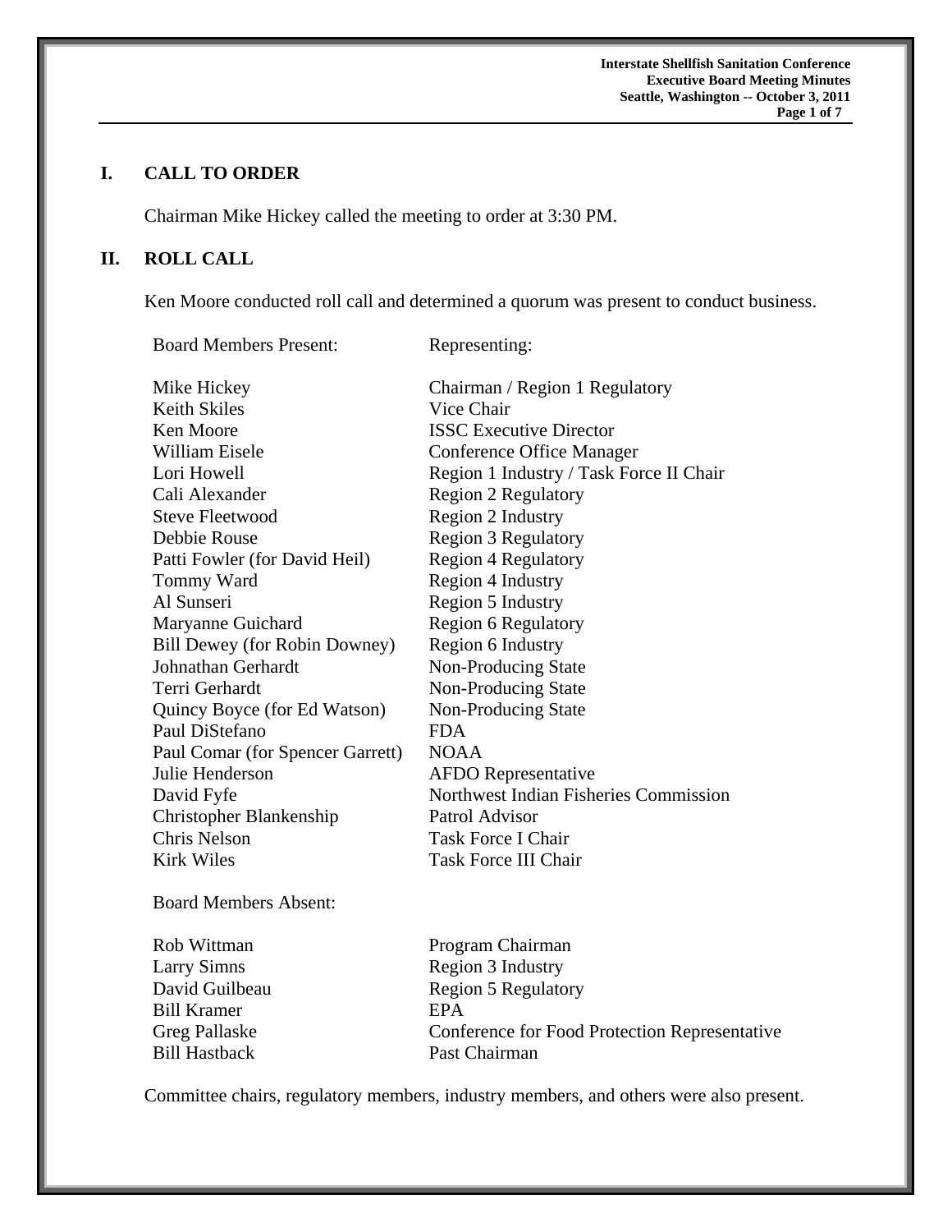## I. CALL TO ORDER

Chairman Mike Hickey called the meeting to order at 3:30 PM.

## II. ROLL CALL

Ken Moore conducted roll call and determined a quorum was present to conduct business.

| Board Members Present: | Representing: |
|---|---|
| Mike Hickey | Chairman / Region 1 Regulatory |
| Keith Skiles | Vice Chair |
| Ken Moore | ISSC Executive Director |
| William Eisele | Conference Office Manager |
| Lori Howell | Region 1 Industry / Task Force II Chair |
| Cali Alexander | Region 2 Regulatory |
| Steve Fleetwood | Region 2 Industry |
| Debbie Rouse | Region 3 Regulatory |
| Patti Fowler (for David Heil) | Region 4 Regulatory |
| Tommy Ward | Region 4 Industry |
| Al Sunseri | Region 5 Industry |
| Maryanne Guichard | Region 6 Regulatory |
| Bill Dewey (for Robin Downey) | Region 6 Industry |
| Johnathan Gerhardt | Non-Producing State |
| Terri Gerhardt | Non-Producing State |
| Quincy Boyce (for Ed Watson) | Non-Producing State |
| Paul DiStefano | FDA |
| Paul Comar (for Spencer Garrett) | NOAA |
| Julie Henderson | AFDO Representative |
| David Fyfe | Northwest Indian Fisheries Commission |
| Christopher Blankenship | Patrol Advisor |
| Chris Nelson | Task Force I Chair |
| Kirk Wiles | Task Force III Chair |

| Board Members Absent: | |
|---|---|
| Rob Wittman | Program Chairman |
| Larry Simns | Region 3 Industry |
| David Guilbeau | Region 5 Regulatory |
| Bill Kramer | EPA |
| Greg Pallaske | Conference for Food Protection Representative |
| Bill Hastback | Past Chairman |

Committee chairs, regulatory members, industry members, and others were also present.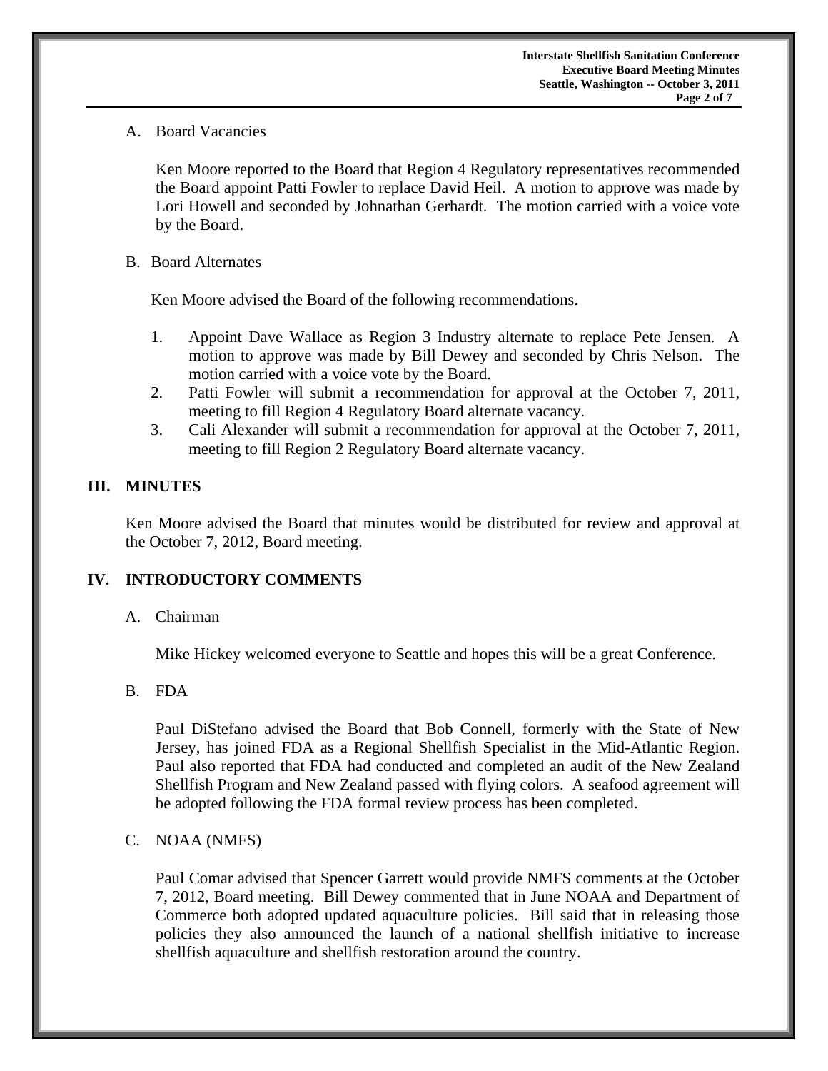A. Board Vacancies

Ken Moore reported to the Board that Region 4 Regulatory representatives recommended the Board appoint Patti Fowler to replace David Heil. A motion to approve was made by Lori Howell and seconded by Johnathan Gerhardt. The motion carried with a voice vote by the Board.

B. Board Alternates

Ken Moore advised the Board of the following recommendations.

1. Appoint Dave Wallace as Region 3 Industry alternate to replace Pete Jensen. A motion to approve was made by Bill Dewey and seconded by Chris Nelson. The motion carried with a voice vote by the Board.
2. Patti Fowler will submit a recommendation for approval at the October 7, 2011, meeting to fill Region 4 Regulatory Board alternate vacancy.
3. Cali Alexander will submit a recommendation for approval at the October 7, 2011, meeting to fill Region 2 Regulatory Board alternate vacancy.

## III. MINUTES

Ken Moore advised the Board that minutes would be distributed for review and approval at the October 7, 2012, Board meeting.

## IV. INTRODUCTORY COMMENTS

A. Chairman

Mike Hickey welcomed everyone to Seattle and hopes this will be a great Conference.

B. FDA

Paul DiStefano advised the Board that Bob Connell, formerly with the State of New Jersey, has joined FDA as a Regional Shellfish Specialist in the Mid-Atlantic Region. Paul also reported that FDA had conducted and completed an audit of the New Zealand Shellfish Program and New Zealand passed with flying colors. A seafood agreement will be adopted following the FDA formal review process has been completed.

C. NOAA (NMFS)

Paul Comar advised that Spencer Garrett would provide NMFS comments at the October 7, 2012, Board meeting. Bill Dewey commented that in June NOAA and Department of Commerce both adopted updated aquaculture policies. Bill said that in releasing those policies they also announced the launch of a national shellfish initiative to increase shellfish aquaculture and shellfish restoration around the country.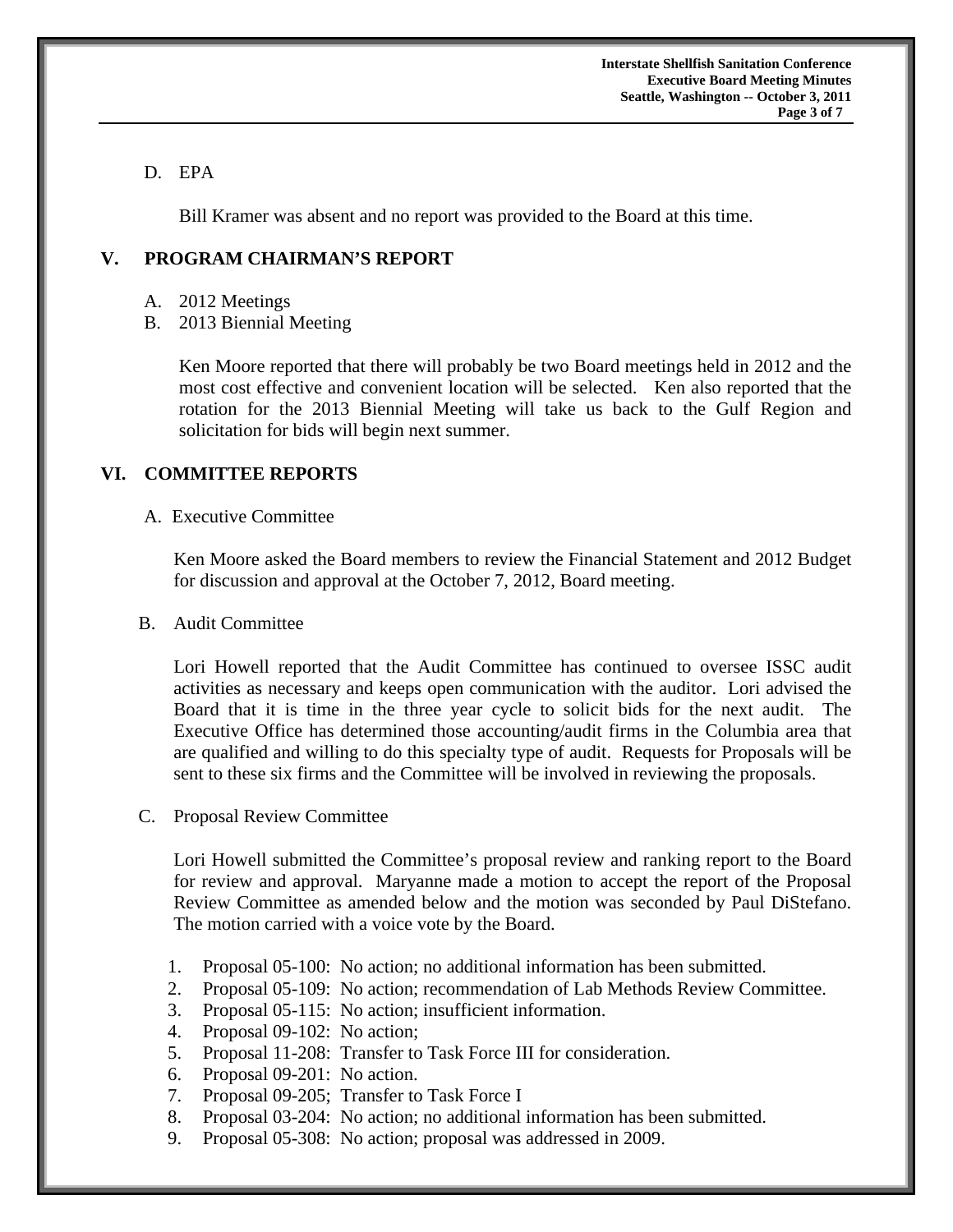D. EPA

Bill Kramer was absent and no report was provided to the Board at this time.

## V. PROGRAM CHAIRMAN'S REPORT

A. 2012 Meetings
B. 2013 Biennial Meeting

Ken Moore reported that there will probably be two Board meetings held in 2012 and the most cost effective and convenient location will be selected. Ken also reported that the rotation for the 2013 Biennial Meeting will take us back to the Gulf Region and solicitation for bids will begin next summer.

## VI. COMMITTEE REPORTS

A. Executive Committee

Ken Moore asked the Board members to review the Financial Statement and 2012 Budget for discussion and approval at the October 7, 2012, Board meeting.

B. Audit Committee

Lori Howell reported that the Audit Committee has continued to oversee ISSC audit activities as necessary and keeps open communication with the auditor. Lori advised the Board that it is time in the three year cycle to solicit bids for the next audit. The Executive Office has determined those accounting/audit firms in the Columbia area that are qualified and willing to do this specialty type of audit. Requests for Proposals will be sent to these six firms and the Committee will be involved in reviewing the proposals.

C. Proposal Review Committee

Lori Howell submitted the Committee's proposal review and ranking report to the Board for review and approval. Maryanne made a motion to accept the report of the Proposal Review Committee as amended below and the motion was seconded by Paul DiStefano. The motion carried with a voice vote by the Board.

1. Proposal 05-100: No action; no additional information has been submitted.
2. Proposal 05-109: No action; recommendation of Lab Methods Review Committee.
3. Proposal 05-115: No action; insufficient information.
4. Proposal 09-102: No action;
5. Proposal 11-208: Transfer to Task Force III for consideration.
6. Proposal 09-201: No action.
7. Proposal 09-205; Transfer to Task Force I
8. Proposal 03-204: No action; no additional information has been submitted.
9. Proposal 05-308: No action; proposal was addressed in 2009.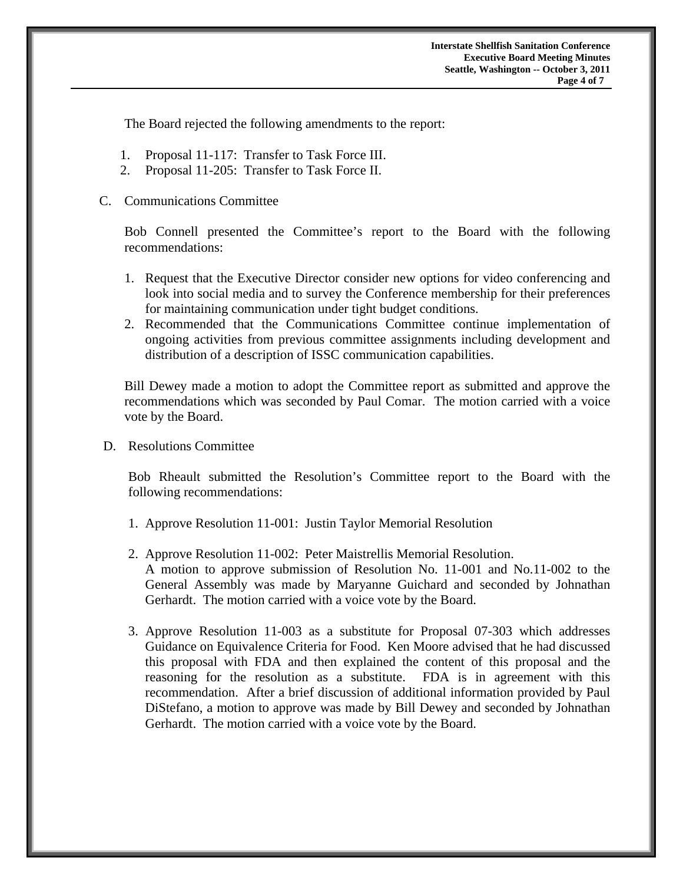The Board rejected the following amendments to the report:

1. Proposal 11-117: Transfer to Task Force III.
2. Proposal 11-205: Transfer to Task Force II.

C. Communications Committee

Bob Connell presented the Committee's report to the Board with the following recommendations:

1. Request that the Executive Director consider new options for video conferencing and look into social media and to survey the Conference membership for their preferences for maintaining communication under tight budget conditions.
2. Recommended that the Communications Committee continue implementation of ongoing activities from previous committee assignments including development and distribution of a description of ISSC communication capabilities.

Bill Dewey made a motion to adopt the Committee report as submitted and approve the recommendations which was seconded by Paul Comar. The motion carried with a voice vote by the Board.

D. Resolutions Committee

Bob Rheault submitted the Resolution's Committee report to the Board with the following recommendations:

1. Approve Resolution 11-001: Justin Taylor Memorial Resolution

2. Approve Resolution 11-002: Peter Maistrellis Memorial Resolution.
   A motion to approve submission of Resolution No. 11-001 and No.11-002 to the General Assembly was made by Maryanne Guichard and seconded by Johnathan Gerhardt. The motion carried with a voice vote by the Board.

3. Approve Resolution 11-003 as a substitute for Proposal 07-303 which addresses Guidance on Equivalence Criteria for Food. Ken Moore advised that he had discussed this proposal with FDA and then explained the content of this proposal and the reasoning for the resolution as a substitute. FDA is in agreement with this recommendation. After a brief discussion of additional information provided by Paul DiStefano, a motion to approve was made by Bill Dewey and seconded by Johnathan Gerhardt. The motion carried with a voice vote by the Board.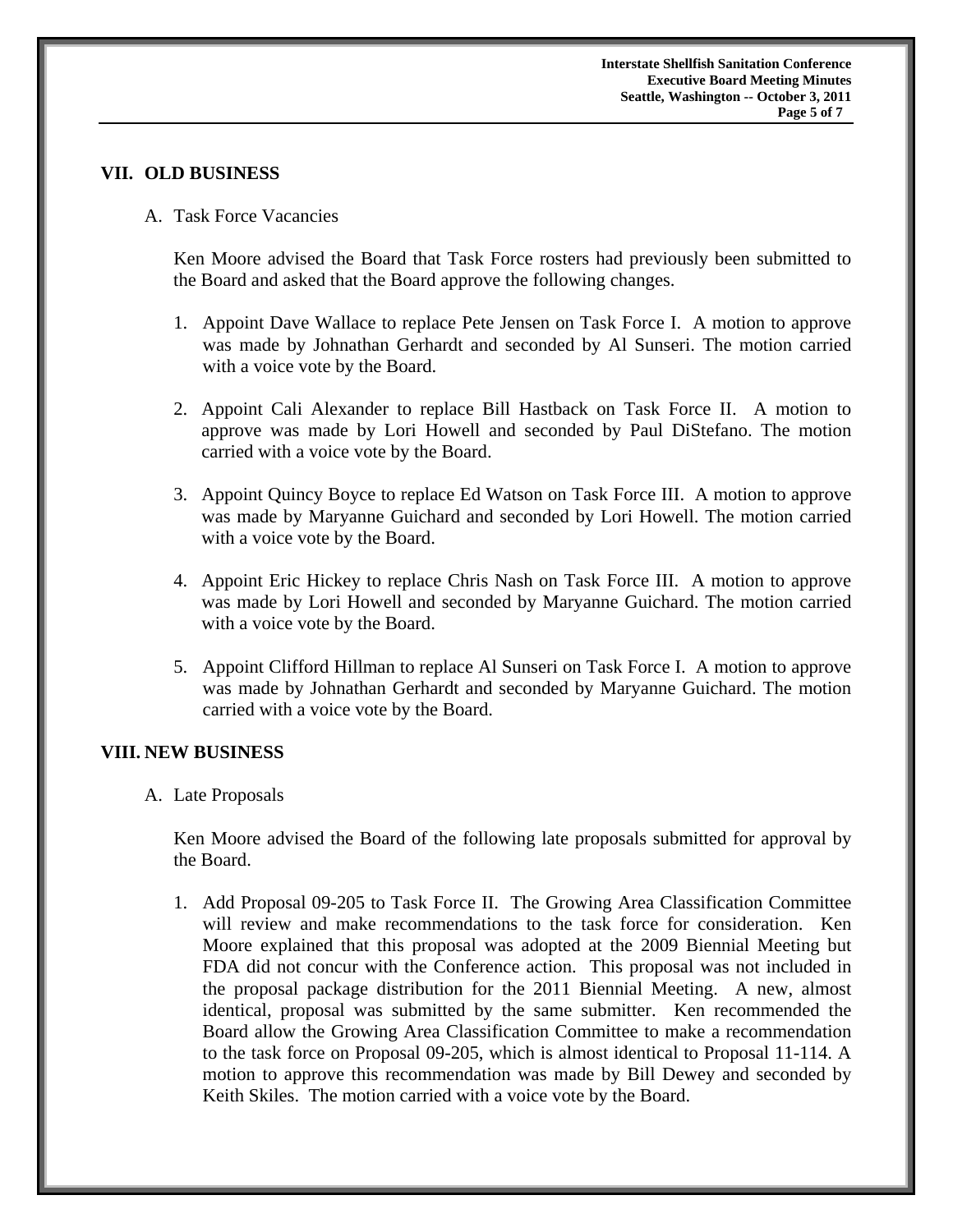## VII. OLD BUSINESS

A. Task Force Vacancies

Ken Moore advised the Board that Task Force rosters had previously been submitted to the Board and asked that the Board approve the following changes.

1. Appoint Dave Wallace to replace Pete Jensen on Task Force I. A motion to approve was made by Johnathan Gerhardt and seconded by Al Sunseri. The motion carried with a voice vote by the Board.
2. Appoint Cali Alexander to replace Bill Hastback on Task Force II. A motion to approve was made by Lori Howell and seconded by Paul DiStefano. The motion carried with a voice vote by the Board.
3. Appoint Quincy Boyce to replace Ed Watson on Task Force III. A motion to approve was made by Maryanne Guichard and seconded by Lori Howell. The motion carried with a voice vote by the Board.
4. Appoint Eric Hickey to replace Chris Nash on Task Force III. A motion to approve was made by Lori Howell and seconded by Maryanne Guichard. The motion carried with a voice vote by the Board.
5. Appoint Clifford Hillman to replace Al Sunseri on Task Force I. A motion to approve was made by Johnathan Gerhardt and seconded by Maryanne Guichard. The motion carried with a voice vote by the Board.

## VIII. NEW BUSINESS

A. Late Proposals

Ken Moore advised the Board of the following late proposals submitted for approval by the Board.

1. Add Proposal 09-205 to Task Force II. The Growing Area Classification Committee will review and make recommendations to the task force for consideration. Ken Moore explained that this proposal was adopted at the 2009 Biennial Meeting but FDA did not concur with the Conference action. This proposal was not included in the proposal package distribution for the 2011 Biennial Meeting. A new, almost identical, proposal was submitted by the same submitter. Ken recommended the Board allow the Growing Area Classification Committee to make a recommendation to the task force on Proposal 09-205, which is almost identical to Proposal 11-114. A motion to approve this recommendation was made by Bill Dewey and seconded by Keith Skiles. The motion carried with a voice vote by the Board.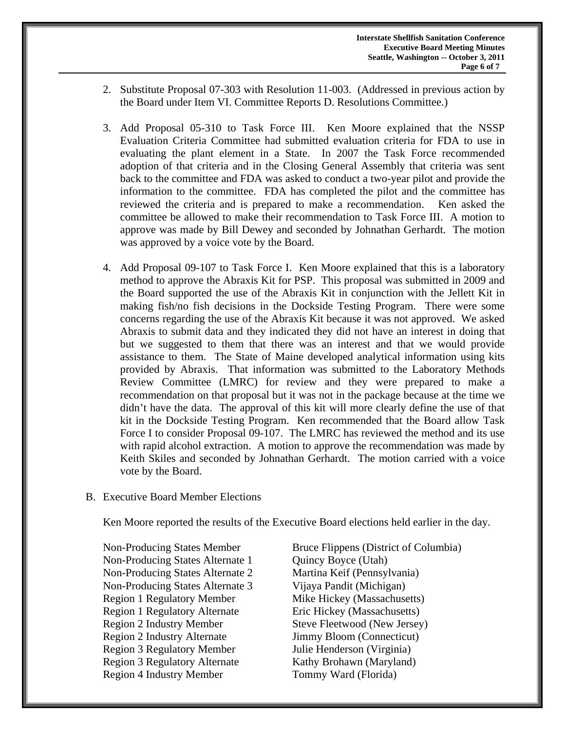2. Substitute Proposal 07-303 with Resolution 11-003. (Addressed in previous action by the Board under Item VI. Committee Reports D. Resolutions Committee.)

3. Add Proposal 05-310 to Task Force III. Ken Moore explained that the NSSP Evaluation Criteria Committee had submitted evaluation criteria for FDA to use in evaluating the plant element in a State. In 2007 the Task Force recommended adoption of that criteria and in the Closing General Assembly that criteria was sent back to the committee and FDA was asked to conduct a two-year pilot and provide the information to the committee. FDA has completed the pilot and the committee has reviewed the criteria and is prepared to make a recommendation. Ken asked the committee be allowed to make their recommendation to Task Force III. A motion to approve was made by Bill Dewey and seconded by Johnathan Gerhardt. The motion was approved by a voice vote by the Board.

4. Add Proposal 09-107 to Task Force I. Ken Moore explained that this is a laboratory method to approve the Abraxis Kit for PSP. This proposal was submitted in 2009 and the Board supported the use of the Abraxis Kit in conjunction with the Jellett Kit in making fish/no fish decisions in the Dockside Testing Program. There were some concerns regarding the use of the Abraxis Kit because it was not approved. We asked Abraxis to submit data and they indicated they did not have an interest in doing that but we suggested to them that there was an interest and that we would provide assistance to them. The State of Maine developed analytical information using kits provided by Abraxis. That information was submitted to the Laboratory Methods Review Committee (LMRC) for review and they were prepared to make a recommendation on that proposal but it was not in the package because at the time we didn't have the data. The approval of this kit will more clearly define the use of that kit in the Dockside Testing Program. Ken recommended that the Board allow Task Force I to consider Proposal 09-107. The LMRC has reviewed the method and its use with rapid alcohol extraction. A motion to approve the recommendation was made by Keith Skiles and seconded by Johnathan Gerhardt. The motion carried with a voice vote by the Board.

B. Executive Board Member Elections

Ken Moore reported the results of the Executive Board elections held earlier in the day.

| | |
|---|---|
| Non-Producing States Member | Bruce Flippens (District of Columbia) |
| Non-Producing States Alternate 1 | Quincy Boyce (Utah) |
| Non-Producing States Alternate 2 | Martina Keif (Pennsylvania) |
| Non-Producing States Alternate 3 | Vijaya Pandit (Michigan) |
| Region 1 Regulatory Member | Mike Hickey (Massachusetts) |
| Region 1 Regulatory Alternate | Eric Hickey (Massachusetts) |
| Region 2 Industry Member | Steve Fleetwood (New Jersey) |
| Region 2 Industry Alternate | Jimmy Bloom (Connecticut) |
| Region 3 Regulatory Member | Julie Henderson (Virginia) |
| Region 3 Regulatory Alternate | Kathy Brohawn (Maryland) |
| Region 4 Industry Member | Tommy Ward (Florida) |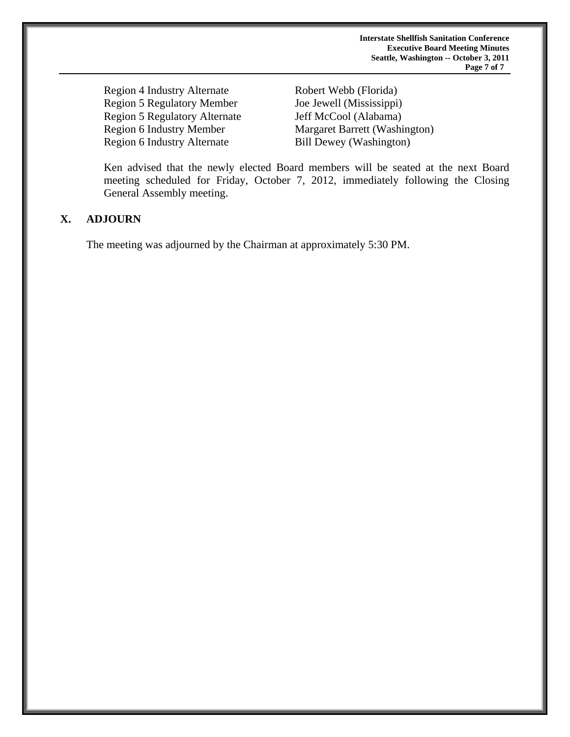| | |
|---|---|
| Region 4 Industry Alternate | Robert Webb (Florida) |
| Region 5 Regulatory Member | Joe Jewell (Mississippi) |
| Region 5 Regulatory Alternate | Jeff McCool (Alabama) |
| Region 6 Industry Member | Margaret Barrett (Washington) |
| Region 6 Industry Alternate | Bill Dewey (Washington) |

Ken advised that the newly elected Board members will be seated at the next Board meeting scheduled for Friday, October 7, 2012, immediately following the Closing General Assembly meeting.

## X. ADJOURN

The meeting was adjourned by the Chairman at approximately 5:30 PM.